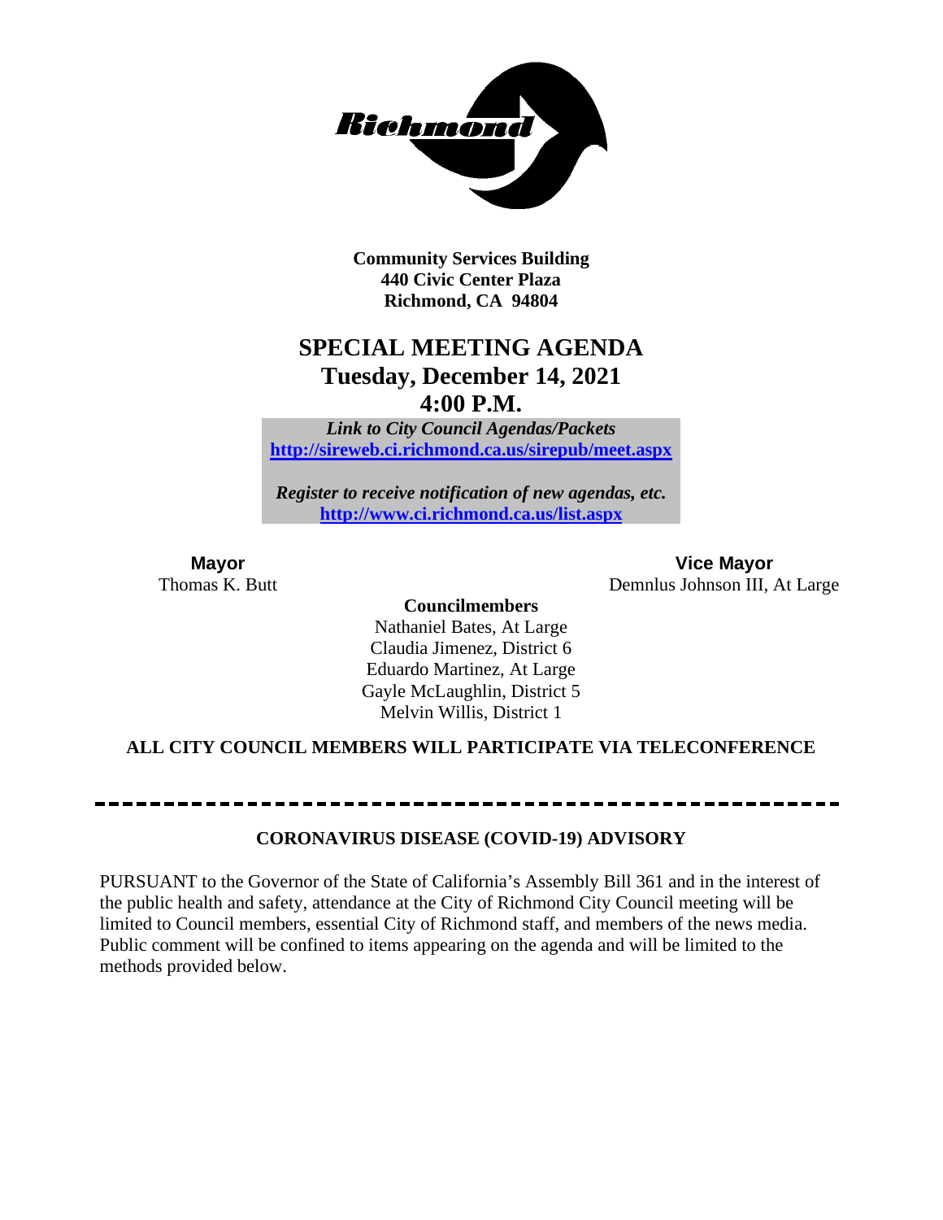**Community Services Building**
**440 Civic Center Plaza**
**Richmond, CA 94804**

# SPECIAL MEETING AGENDA
## Tuesday, December 14, 2021
## 4:00 P.M.

***Link to City Council Agendas/Packets***
**http://sireweb.ci.richmond.ca.us/sirepub/meet.aspx**

***Register to receive notification of new agendas, etc.***
**http://www.ci.richmond.ca.us/list.aspx**

**Mayor**
Thomas K. Butt

**Vice Mayor**
Demnlus Johnson III, At Large

**Councilmembers**
Nathaniel Bates, At Large
Claudia Jimenez, District 6
Eduardo Martinez, At Large
Gayle McLaughlin, District 5
Melvin Willis, District 1

**ALL CITY COUNCIL MEMBERS WILL PARTICIPATE VIA TELECONFERENCE**

---

**CORONAVIRUS DISEASE (COVID-19) ADVISORY**

PURSUANT to the Governor of the State of California's Assembly Bill 361 and in the interest of the public health and safety, attendance at the City of Richmond City Council meeting will be limited to Council members, essential City of Richmond staff, and members of the news media. Public comment will be confined to items appearing on the agenda and will be limited to the methods provided below.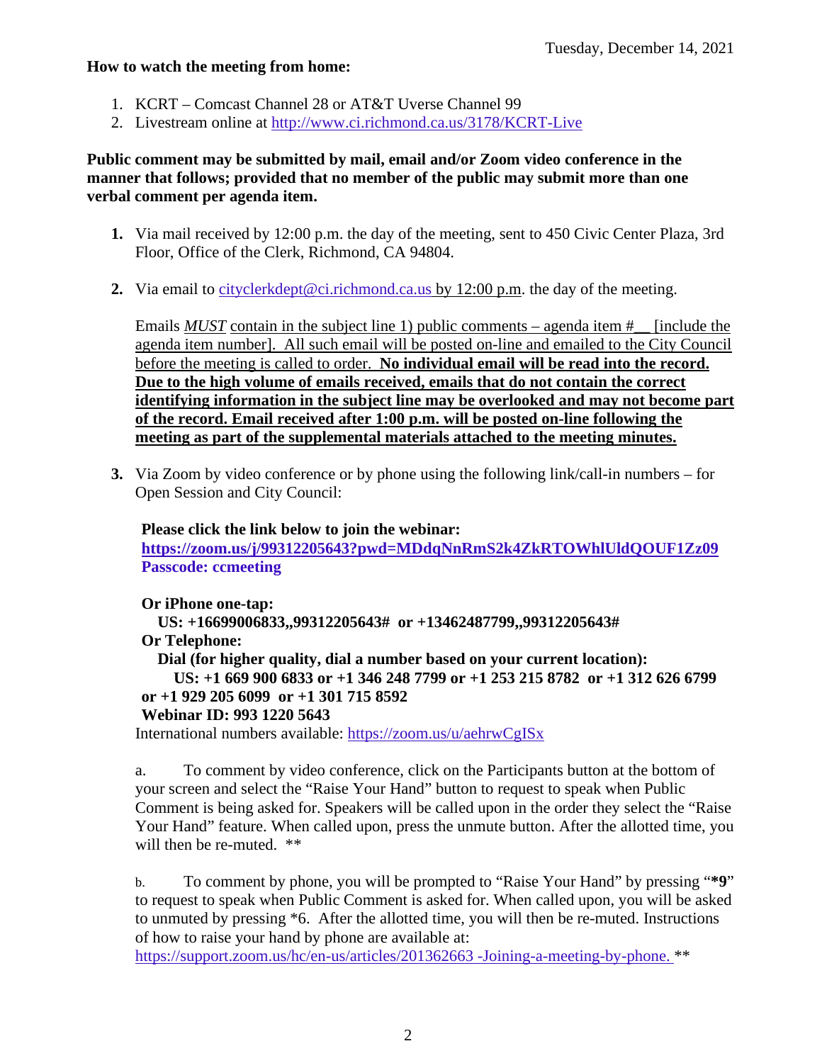Tuesday, December 14, 2021

**How to watch the meeting from home:**

1. KCRT – Comcast Channel 28 or AT&T Uverse Channel 99
2. Livestream online at http://www.ci.richmond.ca.us/3178/KCRT-Live

**Public comment may be submitted by mail, email and/or Zoom video conference in the manner that follows; provided that no member of the public may submit more than one verbal comment per agenda item.**

1. Via mail received by 12:00 p.m. the day of the meeting, sent to 450 Civic Center Plaza, 3rd Floor, Office of the Clerk, Richmond, CA 94804.

2. Via email to cityclerkdept@ci.richmond.ca.us by 12:00 p.m. the day of the meeting.

   Emails *MUST* contain in the subject line 1) public comments – agenda item #__ [include the agenda item number]. All such email will be posted on-line and emailed to the City Council before the meeting is called to order. **No individual email will be read into the record. Due to the high volume of emails received, emails that do not contain the correct identifying information in the subject line may be overlooked and may not become part of the record. Email received after 1:00 p.m. will be posted on-line following the meeting as part of the supplemental materials attached to the meeting minutes.**

3. Via Zoom by video conference or by phone using the following link/call-in numbers – for Open Session and City Council:

   **Please click the link below to join the webinar:**
   **https://zoom.us/j/99312205643?pwd=MDdqNnRmS2k4ZkRTOWhlUldQOUF1Zz09**
   **Passcode: ccmeeting**

   **Or iPhone one-tap:**
   **US: +16699006833,,99312205643# or +13462487799,,99312205643#**
   **Or Telephone:**
   **Dial (for higher quality, dial a number based on your current location):**
   **US: +1 669 900 6833 or +1 346 248 7799 or +1 253 215 8782 or +1 312 626 6799 or +1 929 205 6099 or +1 301 715 8592**
   **Webinar ID: 993 1220 5643**
   International numbers available: https://zoom.us/u/aehrwCgISx

   a. To comment by video conference, click on the Participants button at the bottom of your screen and select the "Raise Your Hand" button to request to speak when Public Comment is being asked for. Speakers will be called upon in the order they select the "Raise Your Hand" feature. When called upon, press the unmute button. After the allotted time, you will then be re-muted. **

   b. To comment by phone, you will be prompted to "Raise Your Hand" by pressing "***9**" to request to speak when Public Comment is asked for. When called upon, you will be asked to unmuted by pressing *6. After the allotted time, you will then be re-muted. Instructions of how to raise your hand by phone are available at: https://support.zoom.us/hc/en-us/articles/201362663 -Joining-a-meeting-by-phone. **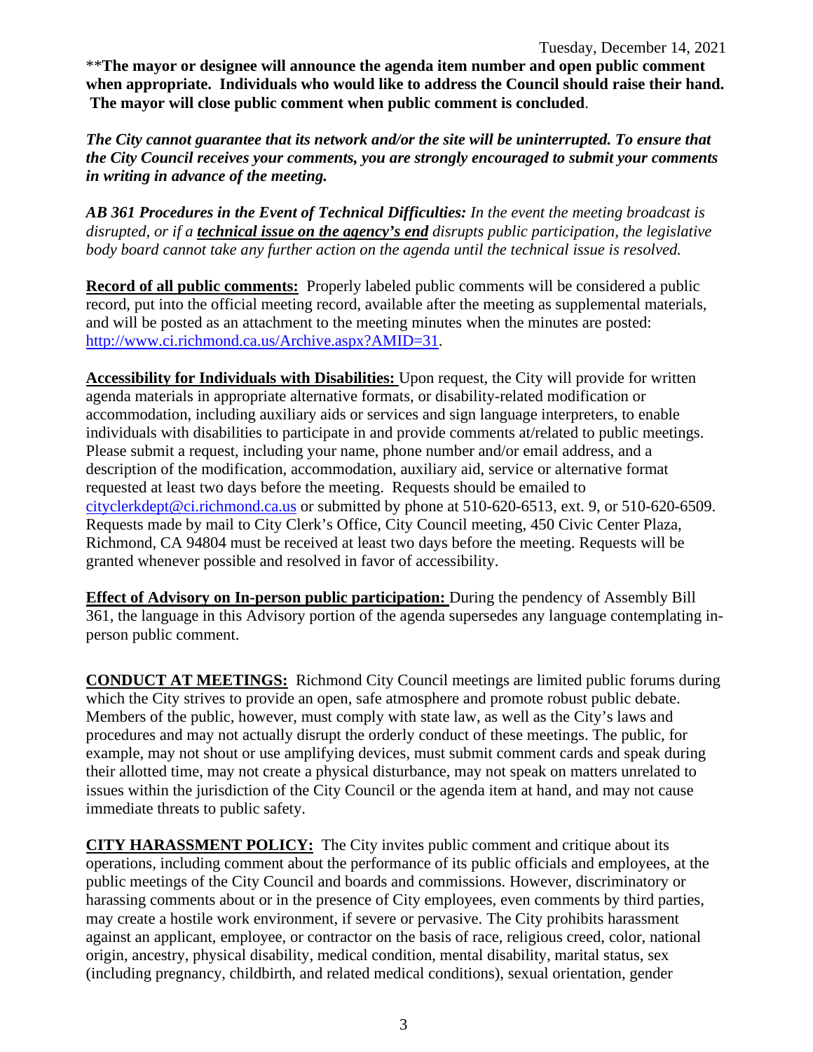**The mayor or designee will announce the agenda item number and open public comment when appropriate. Individuals who would like to address the Council should raise their hand. The mayor will close public comment when public comment is concluded**.

***The City cannot guarantee that its network and/or the site will be uninterrupted. To ensure that the City Council receives your comments, you are strongly encouraged to submit your comments in writing in advance of the meeting.***

***AB 361 Procedures in the Event of Technical Difficulties:*** *In the event the meeting broadcast is disrupted, or if a* ***technical issue on the agency's end*** *disrupts public participation, the legislative body board cannot take any further action on the agenda until the technical issue is resolved.*

**Record of all public comments:** Properly labeled public comments will be considered a public record, put into the official meeting record, available after the meeting as supplemental materials, and will be posted as an attachment to the meeting minutes when the minutes are posted: http://www.ci.richmond.ca.us/Archive.aspx?AMID=31.

**Accessibility for Individuals with Disabilities:** Upon request, the City will provide for written agenda materials in appropriate alternative formats, or disability-related modification or accommodation, including auxiliary aids or services and sign language interpreters, to enable individuals with disabilities to participate in and provide comments at/related to public meetings. Please submit a request, including your name, phone number and/or email address, and a description of the modification, accommodation, auxiliary aid, service or alternative format requested at least two days before the meeting. Requests should be emailed to cityclerkdept@ci.richmond.ca.us or submitted by phone at 510-620-6513, ext. 9, or 510-620-6509. Requests made by mail to City Clerk's Office, City Council meeting, 450 Civic Center Plaza, Richmond, CA 94804 must be received at least two days before the meeting. Requests will be granted whenever possible and resolved in favor of accessibility.

**Effect of Advisory on In-person public participation:** During the pendency of Assembly Bill 361, the language in this Advisory portion of the agenda supersedes any language contemplating in-person public comment.

**CONDUCT AT MEETINGS:** Richmond City Council meetings are limited public forums during which the City strives to provide an open, safe atmosphere and promote robust public debate. Members of the public, however, must comply with state law, as well as the City's laws and procedures and may not actually disrupt the orderly conduct of these meetings. The public, for example, may not shout or use amplifying devices, must submit comment cards and speak during their allotted time, may not create a physical disturbance, may not speak on matters unrelated to issues within the jurisdiction of the City Council or the agenda item at hand, and may not cause immediate threats to public safety.

**CITY HARASSMENT POLICY:** The City invites public comment and critique about its operations, including comment about the performance of its public officials and employees, at the public meetings of the City Council and boards and commissions. However, discriminatory or harassing comments about or in the presence of City employees, even comments by third parties, may create a hostile work environment, if severe or pervasive. The City prohibits harassment against an applicant, employee, or contractor on the basis of race, religious creed, color, national origin, ancestry, physical disability, medical condition, mental disability, marital status, sex (including pregnancy, childbirth, and related medical conditions), sexual orientation, gender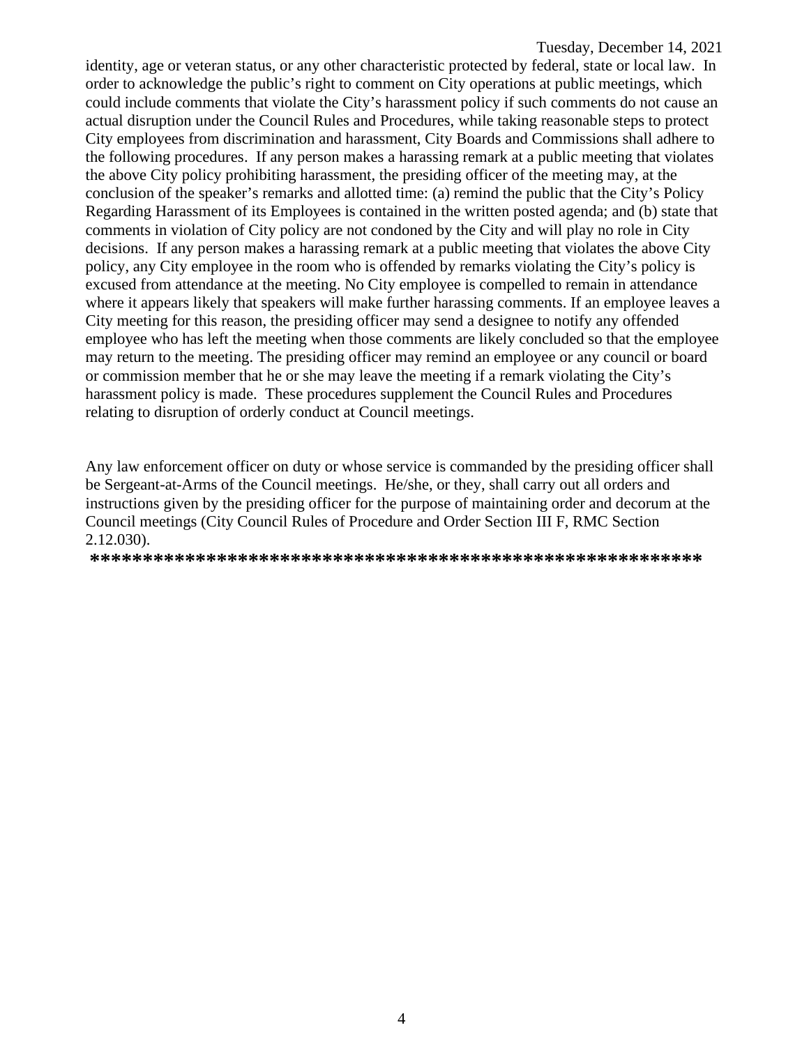identity, age or veteran status, or any other characteristic protected by federal, state or local law. In order to acknowledge the public's right to comment on City operations at public meetings, which could include comments that violate the City's harassment policy if such comments do not cause an actual disruption under the Council Rules and Procedures, while taking reasonable steps to protect City employees from discrimination and harassment, City Boards and Commissions shall adhere to the following procedures. If any person makes a harassing remark at a public meeting that violates the above City policy prohibiting harassment, the presiding officer of the meeting may, at the conclusion of the speaker's remarks and allotted time: (a) remind the public that the City's Policy Regarding Harassment of its Employees is contained in the written posted agenda; and (b) state that comments in violation of City policy are not condoned by the City and will play no role in City decisions. If any person makes a harassing remark at a public meeting that violates the above City policy, any City employee in the room who is offended by remarks violating the City's policy is excused from attendance at the meeting. No City employee is compelled to remain in attendance where it appears likely that speakers will make further harassing comments. If an employee leaves a City meeting for this reason, the presiding officer may send a designee to notify any offended employee who has left the meeting when those comments are likely concluded so that the employee may return to the meeting. The presiding officer may remind an employee or any council or board or commission member that he or she may leave the meeting if a remark violating the City's harassment policy is made. These procedures supplement the Council Rules and Procedures relating to disruption of orderly conduct at Council meetings.

Any law enforcement officer on duty or whose service is commanded by the presiding officer shall be Sergeant-at-Arms of the Council meetings. He/she, or they, shall carry out all orders and instructions given by the presiding officer for the purpose of maintaining order and decorum at the Council meetings (City Council Rules of Procedure and Order Section III F, RMC Section 2.12.030).

**************************************************************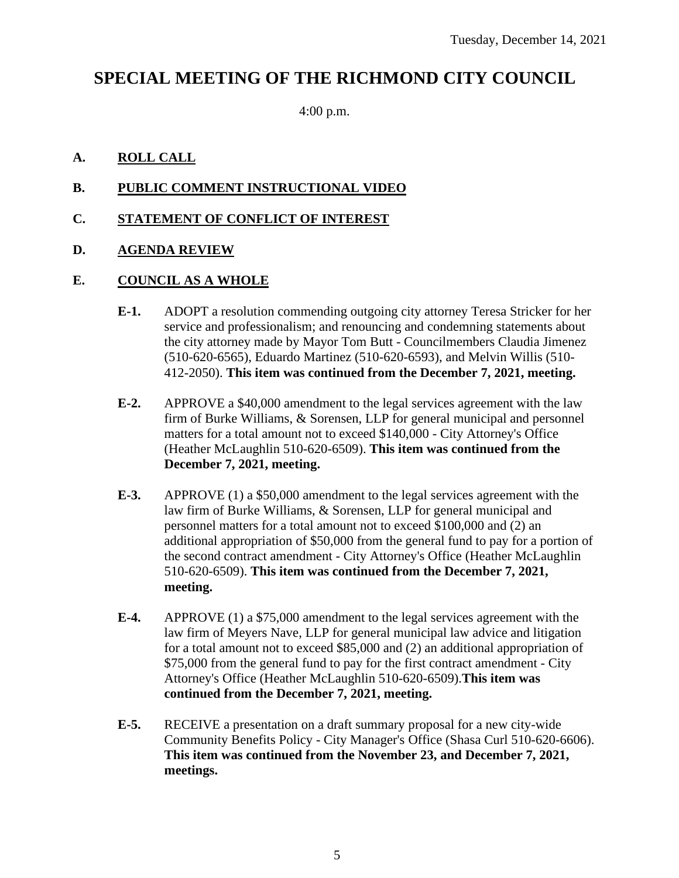Tuesday, December 14, 2021

# SPECIAL MEETING OF THE RICHMOND CITY COUNCIL

4:00 p.m.

## A. ROLL CALL

## B. PUBLIC COMMENT INSTRUCTIONAL VIDEO

## C. STATEMENT OF CONFLICT OF INTEREST

## D. AGENDA REVIEW

## E. COUNCIL AS A WHOLE

**E-1.** ADOPT a resolution commending outgoing city attorney Teresa Stricker for her service and professionalism; and renouncing and condemning statements about the city attorney made by Mayor Tom Butt - Councilmembers Claudia Jimenez (510-620-6565), Eduardo Martinez (510-620-6593), and Melvin Willis (510-412-2050). **This item was continued from the December 7, 2021, meeting.**

**E-2.** APPROVE a $40,000 amendment to the legal services agreement with the law firm of Burke Williams, & Sorensen, LLP for general municipal and personnel matters for a total amount not to exceed $140,000 - City Attorney's Office (Heather McLaughlin 510-620-6509). **This item was continued from the December 7, 2021, meeting.**

**E-3.** APPROVE (1) a $50,000 amendment to the legal services agreement with the law firm of Burke Williams, & Sorensen, LLP for general municipal and personnel matters for a total amount not to exceed $100,000 and (2) an additional appropriation of $50,000 from the general fund to pay for a portion of the second contract amendment - City Attorney's Office (Heather McLaughlin 510-620-6509). **This item was continued from the December 7, 2021, meeting.**

**E-4.** APPROVE (1) a $75,000 amendment to the legal services agreement with the law firm of Meyers Nave, LLP for general municipal law advice and litigation for a total amount not to exceed $85,000 and (2) an additional appropriation of $75,000 from the general fund to pay for the first contract amendment - City Attorney's Office (Heather McLaughlin 510-620-6509).**This item was continued from the December 7, 2021, meeting.**

**E-5.** RECEIVE a presentation on a draft summary proposal for a new city-wide Community Benefits Policy - City Manager's Office (Shasa Curl 510-620-6606). **This item was continued from the November 23, and December 7, 2021, meetings.**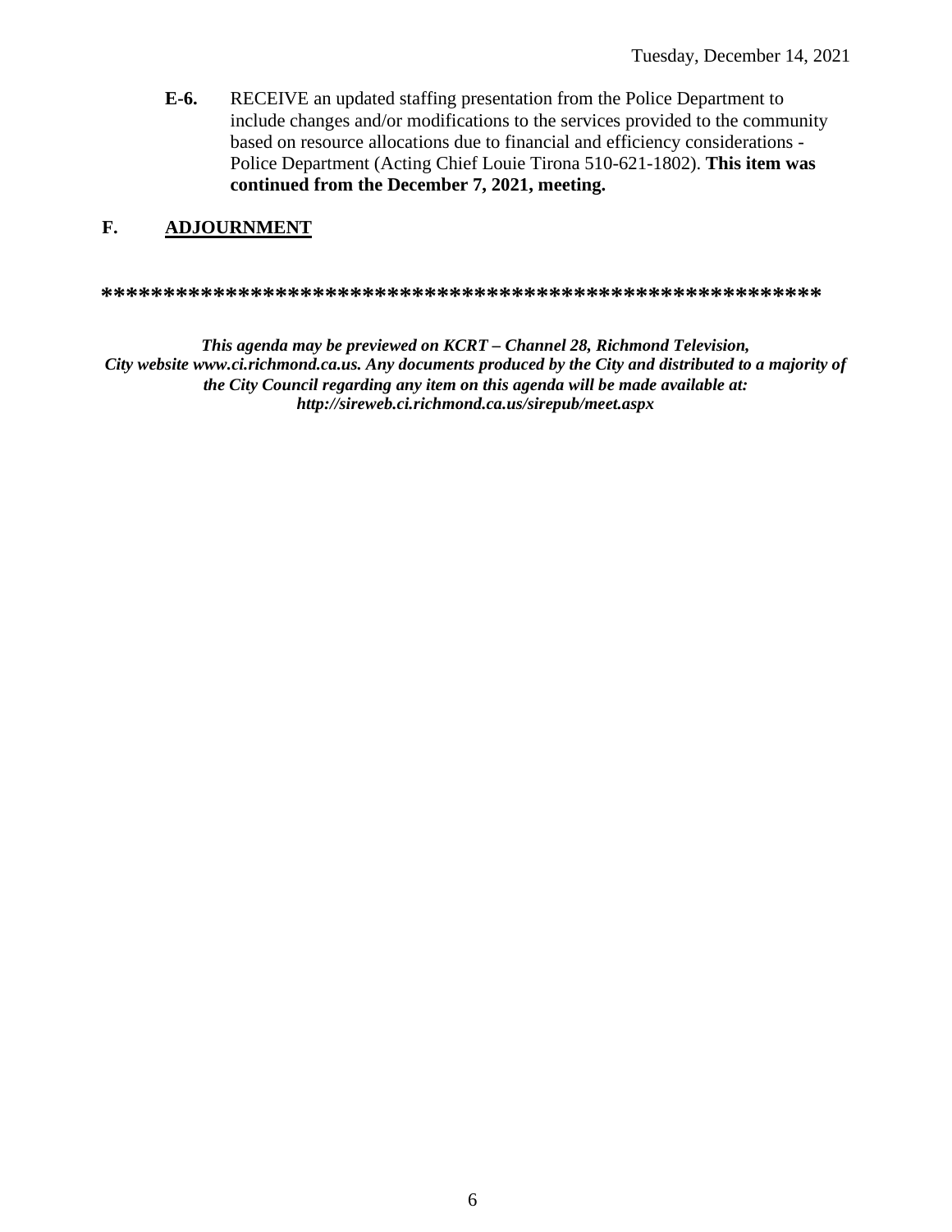**E-6.** RECEIVE an updated staffing presentation from the Police Department to include changes and/or modifications to the services provided to the community based on resource allocations due to financial and efficiency considerations - Police Department (Acting Chief Louie Tirona 510-621-1802). **This item was continued from the December 7, 2021, meeting.**

## F. ADJOURNMENT

**\*\*\*\*\*\*\*\*\*\*\*\*\*\*\*\*\*\*\*\*\*\*\*\*\*\*\*\*\*\*\*\*\*\*\*\*\*\*\*\*\*\*\*\*\*\*\*\*\*\*\*\*\*\*\*\*\*\*\*\***

***This agenda may be previewed on KCRT – Channel 28, Richmond Television, City website www.ci.richmond.ca.us. Any documents produced by the City and distributed to a majority of the City Council regarding any item on this agenda will be made available at: http://sireweb.ci.richmond.ca.us/sirepub/meet.aspx***